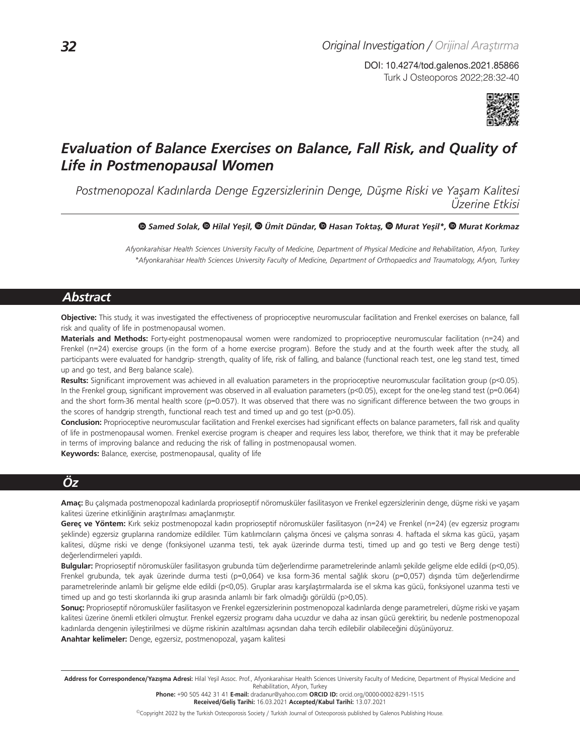Original Investigation / Orijinal Araştırma

DOI: 10.4274/tod.galenos.2021.85866

# Evaluation of Balance Exercises on Balance, Fall Risk, and Quality of Life in Postmenopausal Women

*Postmenopozal Kadınlarda Denge Egzersizlerinin Denge, Düşme Riski ve Yaşam Kalitesi Üzerine Etkisi*

**Samed Solak, Hilal Yeşil, Ümit Dündar, Hasan Toktaş, Murat Yeşil*, Murat Korkmaz**

*Afyonkarahisar Health Sciences University Faculty of Medicine, Department of Physical Medicine and Rehabilitation, Afyon, Turkey*
*\*Afyonkarahisar Health Sciences University Faculty of Medicine, Department of Orthopaedics and Traumatology, Afyon, Turkey*

## Abstract

**Objective:** This study, it was investigated the effectiveness of proprioceptive neuromuscular facilitation and Frenkel exercises on balance, fall risk and quality of life in postmenopausal women.

**Materials and Methods:** Forty-eight postmenopausal women were randomized to proprioceptive neuromuscular facilitation (n=24) and Frenkel (n=24) exercise groups (in the form of a home exercise program). Before the study and at the fourth week after the study, all participants were evaluated for handgrip- strength, quality of life, risk of falling, and balance (functional reach test, one leg stand test, timed up and go test, and Berg balance scale).

**Results:** Significant improvement was achieved in all evaluation parameters in the proprioceptive neuromuscular facilitation group ($p<0.05$). In the Frenkel group, significant improvement was observed in all evaluation parameters ($p<0.05$), except for the one-leg stand test ($p=0.064$) and the short form-36 mental health score ($p=0.057$). It was observed that there was no significant difference between the two groups in the scores of handgrip strength, functional reach test and timed up and go test ($p>0.05$).

**Conclusion:** Proprioceptive neuromuscular facilitation and Frenkel exercises had significant effects on balance parameters, fall risk and quality of life in postmenopausal women. Frenkel exercise program is cheaper and requires less labor, therefore, we think that it may be preferable in terms of improving balance and reducing the risk of falling in postmenopausal women.

**Keywords:** Balance, exercise, postmenopausal, quality of life

## Öz

**Amaç:** Bu çalışmada postmenopozal kadınlarda proprioseptif nöromusküler fasilitasyon ve Frenkel egzersizlerinin denge, düşme riski ve yaşam kalitesi üzerine etkinliğinin araştırılması amaçlanmıştır.

**Gereç ve Yöntem:** Kırk sekiz postmenopozal kadın proprioseptif nöromusküler fasilitasyon (n=24) ve Frenkel (n=24) (ev egzersiz programı şeklinde) egzersiz gruplarına randomize edildiler. Tüm katılımcıların çalışma öncesi ve çalışma sonrası 4. haftada el sıkma kas gücü, yaşam kalitesi, düşme riski ve denge (fonksiyonel uzanma testi, tek ayak üzerinde durma testi, timed up and go testi ve Berg denge testi) değerlendirmeleri yapıldı.

**Bulgular:** Proprioseptif nöromusküler fasilitasyon grubunda tüm değerlendirme parametrelerinde anlamlı şekilde gelişme elde edildi ($p<0,05$). Frenkel grubunda, tek ayak üzerinde durma testi ($p=0,064$) ve kısa form-36 mental sağlık skoru ($p=0,057$) dışında tüm değerlendirme parametrelerinde anlamlı bir gelişme elde edildi ($p<0,05$). Gruplar arası karşılaştırmalarda ise el sıkma kas gücü, fonksiyonel uzanma testi ve timed up and go testi skorlarında iki grup arasında anlamlı bir fark olmadığı görüldü ($p>0,05$).

**Sonuç:** Proprioseptif nöromusküler fasilitasyon ve Frenkel egzersizlerinin postmenopozal kadınlarda denge parametreleri, düşme riski ve yaşam kalitesi üzerine önemli etkileri olmuştur. Frenkel egzersiz programı daha ucuzdur ve daha az insan gücü gerektirir, bu nedenle postmenopozal kadınlarda dengenin iyileştirilmesi ve düşme riskinin azaltılması açısından daha tercih edilebilir olabileceğini düşünüyoruz.

**Anahtar kelimeler:** Denge, egzersiz, postmenopozal, yaşam kalitesi

---

**Address for Correspondence/Yazışma Adresi:** Hilal Yeşil Assoc. Prof., Afyonkarahisar Health Sciences University Faculty of Medicine, Department of Physical Medicine and Rehabilitation, Afyon, Turkey
**Phone:** +90 505 442 31 41 **E-mail:** dradanur@yahoo.com **ORCID ID:** orcid.org/0000-0002-8291-1515
**Received/Geliş Tarihi:** 16.03.2021 **Accepted/Kabul Tarihi:** 13.07.2021

©Copyright 2022 by the Turkish Osteoporosis Society / Turkish Journal of Osteoporosis published by Galenos Publishing House.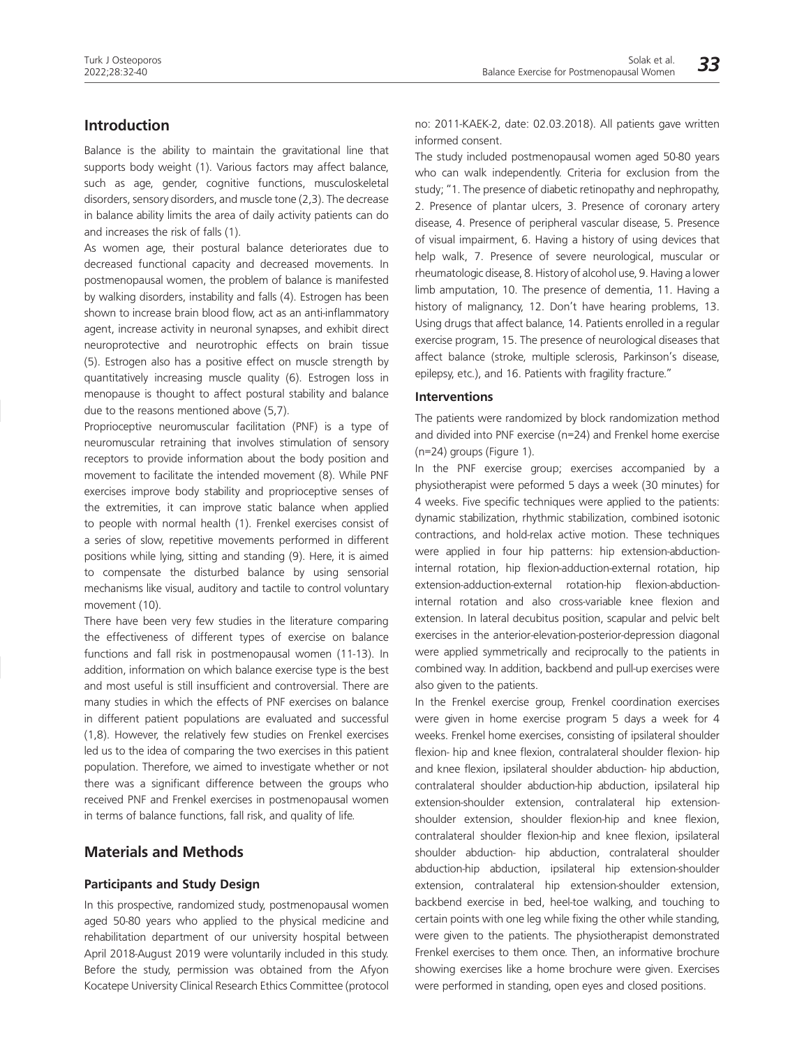## Introduction

Balance is the ability to maintain the gravitational line that supports body weight (1). Various factors may affect balance, such as age, gender, cognitive functions, musculoskeletal disorders, sensory disorders, and muscle tone (2,3). The decrease in balance ability limits the area of daily activity patients can do and increases the risk of falls (1).

As women age, their postural balance deteriorates due to decreased functional capacity and decreased movements. In postmenopausal women, the problem of balance is manifested by walking disorders, instability and falls (4). Estrogen has been shown to increase brain blood flow, act as an anti-inflammatory agent, increase activity in neuronal synapses, and exhibit direct neuroprotective and neurotrophic effects on brain tissue (5). Estrogen also has a positive effect on muscle strength by quantitatively increasing muscle quality (6). Estrogen loss in menopause is thought to affect postural stability and balance due to the reasons mentioned above (5,7).

Proprioceptive neuromuscular facilitation (PNF) is a type of neuromuscular retraining that involves stimulation of sensory receptors to provide information about the body position and movement to facilitate the intended movement (8). While PNF exercises improve body stability and proprioceptive senses of the extremities, it can improve static balance when applied to people with normal health (1). Frenkel exercises consist of a series of slow, repetitive movements performed in different positions while lying, sitting and standing (9). Here, it is aimed to compensate the disturbed balance by using sensorial mechanisms like visual, auditory and tactile to control voluntary movement (10).

There have been very few studies in the literature comparing the effectiveness of different types of exercise on balance functions and fall risk in postmenopausal women (11-13). In addition, information on which balance exercise type is the best and most useful is still insufficient and controversial. There are many studies in which the effects of PNF exercises on balance in different patient populations are evaluated and successful (1,8). However, the relatively few studies on Frenkel exercises led us to the idea of comparing the two exercises in this patient population. Therefore, we aimed to investigate whether or not there was a significant difference between the groups who received PNF and Frenkel exercises in postmenopausal women in terms of balance functions, fall risk, and quality of life.

## Materials and Methods

### Participants and Study Design

In this prospective, randomized study, postmenopausal women aged 50-80 years who applied to the physical medicine and rehabilitation department of our university hospital between April 2018-August 2019 were voluntarily included in this study. Before the study, permission was obtained from the Afyon Kocatepe University Clinical Research Ethics Committee (protocol no: 2011-KAEK-2, date: 02.03.2018). All patients gave written informed consent.

The study included postmenopausal women aged 50-80 years who can walk independently. Criteria for exclusion from the study; "1. The presence of diabetic retinopathy and nephropathy, 2. Presence of plantar ulcers, 3. Presence of coronary artery disease, 4. Presence of peripheral vascular disease, 5. Presence of visual impairment, 6. Having a history of using devices that help walk, 7. Presence of severe neurological, muscular or rheumatologic disease, 8. History of alcohol use, 9. Having a lower limb amputation, 10. The presence of dementia, 11. Having a history of malignancy, 12. Don't have hearing problems, 13. Using drugs that affect balance, 14. Patients enrolled in a regular exercise program, 15. The presence of neurological diseases that affect balance (stroke, multiple sclerosis, Parkinson's disease, epilepsy, etc.), and 16. Patients with fragility fracture."

### Interventions

The patients were randomized by block randomization method and divided into PNF exercise (n=24) and Frenkel home exercise (n=24) groups (Figure 1).

In the PNF exercise group; exercises accompanied by a physiotherapist were peformed 5 days a week (30 minutes) for 4 weeks. Five specific techniques were applied to the patients: dynamic stabilization, rhythmic stabilization, combined isotonic contractions, and hold-relax active motion. These techniques were applied in four hip patterns: hip extension-abduction-internal rotation, hip flexion-adduction-external rotation, hip extension-adduction-external rotation-hip flexion-abduction-internal rotation and also cross-variable knee flexion and extension. In lateral decubitus position, scapular and pelvic belt exercises in the anterior-elevation-posterior-depression diagonal were applied symmetrically and reciprocally to the patients in combined way. In addition, backbend and pull-up exercises were also given to the patients.

In the Frenkel exercise group, Frenkel coordination exercises were given in home exercise program 5 days a week for 4 weeks. Frenkel home exercises, consisting of ipsilateral shoulder flexion- hip and knee flexion, contralateral shoulder flexion- hip and knee flexion, ipsilateral shoulder abduction- hip abduction, contralateral shoulder abduction-hip abduction, ipsilateral hip extension-shoulder extension, contralateral hip extension-shoulder extension, shoulder flexion-hip and knee flexion, contralateral shoulder flexion-hip and knee flexion, ipsilateral shoulder abduction- hip abduction, contralateral shoulder abduction-hip abduction, ipsilateral hip extension-shoulder extension, contralateral hip extension-shoulder extension, backbend exercise in bed, heel-toe walking, and touching to certain points with one leg while fixing the other while standing, were given to the patients. The physiotherapist demonstrated Frenkel exercises to them once. Then, an informative brochure showing exercises like a home brochure were given. Exercises were performed in standing, open eyes and closed positions.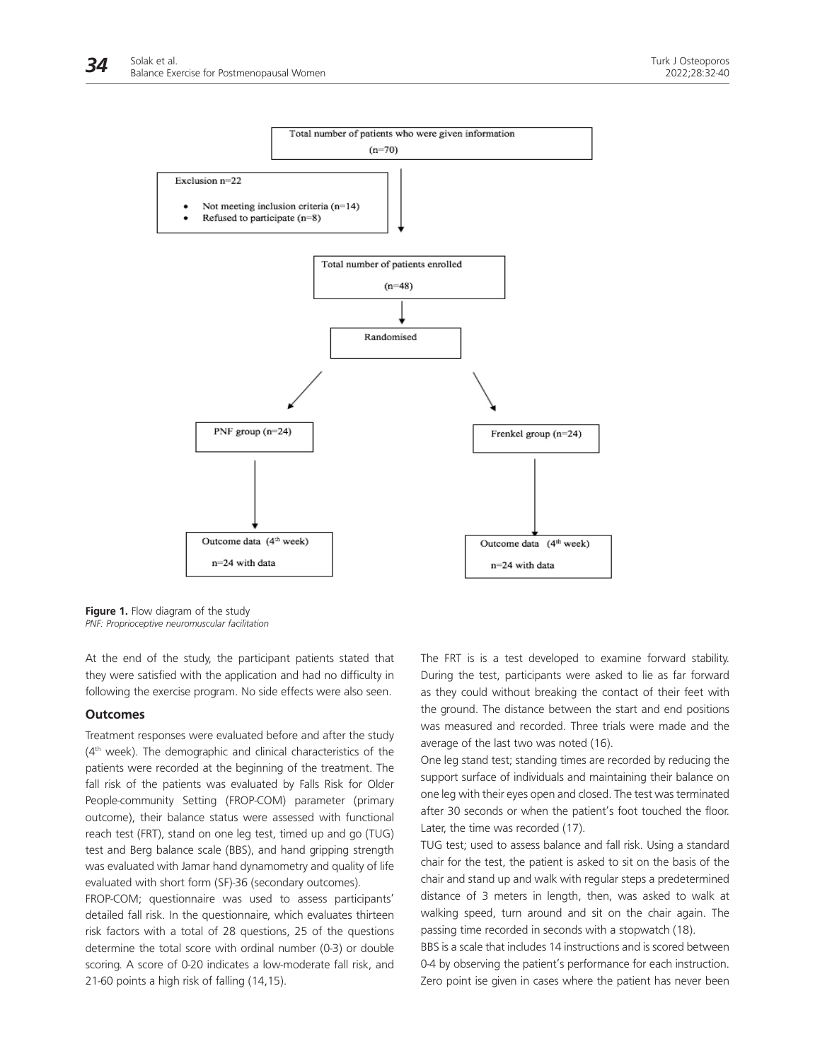Total number of patients who were given information (n=70)

Exclusion n=22

- Not meeting inclusion criteria (n=14)
- Refused to participate (n=8)

Total number of patients enrolled (n=48)

Randomised

PNF group (n=24)

Frenkel group (n=24)

Outcome data (4th week) n=24 with data

Outcome data (4th week) n=24 with data

**Figure 1.** Flow diagram of the study
*PNF: Proprioceptive neuromuscular facilitation*

At the end of the study, the participant patients stated that they were satisfied with the application and had no difficulty in following the exercise program. No side effects were also seen.

### Outcomes

Treatment responses were evaluated before and after the study (4th week). The demographic and clinical characteristics of the patients were recorded at the beginning of the treatment. The fall risk of the patients was evaluated by Falls Risk for Older People-community Setting (FROP-COM) parameter (primary outcome), their balance status were assessed with functional reach test (FRT), stand on one leg test, timed up and go (TUG) test and Berg balance scale (BBS), and hand gripping strength was evaluated with Jamar hand dynamometry and quality of life evaluated with short form (SF)-36 (secondary outcomes).

FROP-COM; questionnaire was used to assess participants' detailed fall risk. In the questionnaire, which evaluates thirteen risk factors with a total of 28 questions, 25 of the questions determine the total score with ordinal number (0-3) or double scoring. A score of 0-20 indicates a low-moderate fall risk, and 21-60 points a high risk of falling (14,15).

The FRT is is a test developed to examine forward stability. During the test, participants were asked to lie as far forward as they could without breaking the contact of their feet with the ground. The distance between the start and end positions was measured and recorded. Three trials were made and the average of the last two was noted (16).

One leg stand test; standing times are recorded by reducing the support surface of individuals and maintaining their balance on one leg with their eyes open and closed. The test was terminated after 30 seconds or when the patient's foot touched the floor. Later, the time was recorded (17).

TUG test; used to assess balance and fall risk. Using a standard chair for the test, the patient is asked to sit on the basis of the chair and stand up and walk with regular steps a predetermined distance of 3 meters in length, then, was asked to walk at walking speed, turn around and sit on the chair again. The passing time recorded in seconds with a stopwatch (18).

BBS is a scale that includes 14 instructions and is scored between 0-4 by observing the patient's performance for each instruction. Zero point ise given in cases where the patient has never been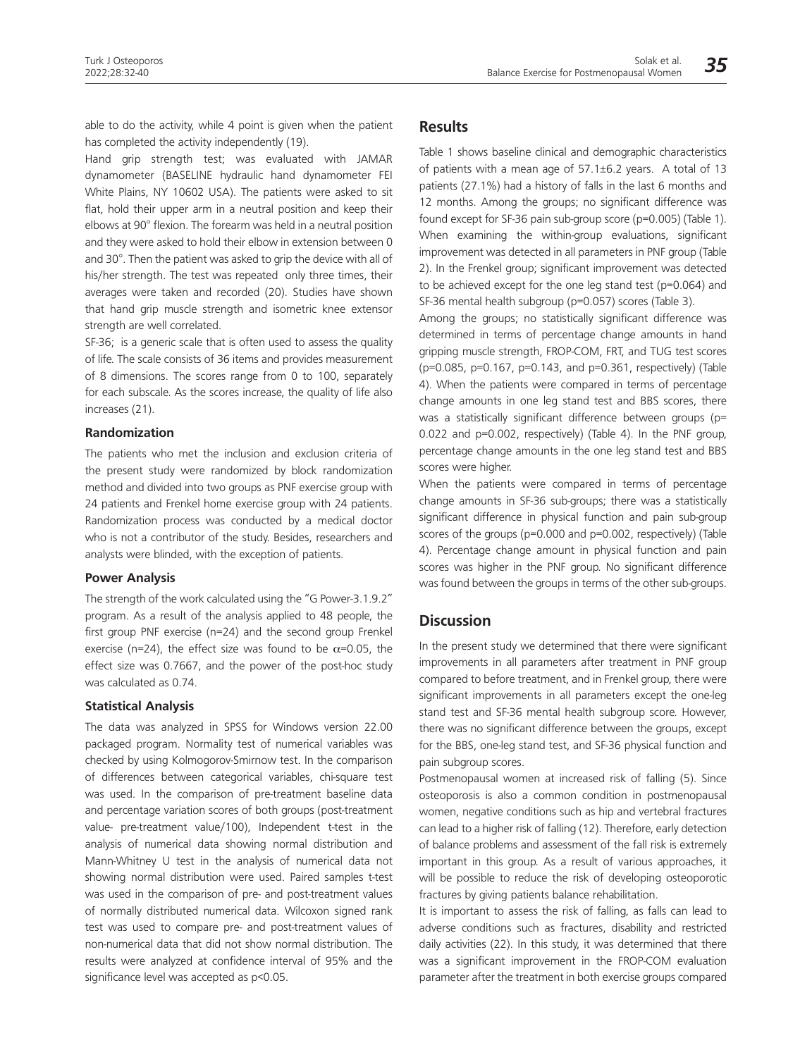able to do the activity, while 4 point is given when the patient has completed the activity independently (19).

Hand grip strength test; was evaluated with JAMAR dynamometer (BASELINE hydraulic hand dynamometer FEI White Plains, NY 10602 USA). The patients were asked to sit flat, hold their upper arm in a neutral position and keep their elbows at 90° flexion. The forearm was held in a neutral position and they were asked to hold their elbow in extension between 0 and 30°. Then the patient was asked to grip the device with all of his/her strength. The test was repeated only three times, their averages were taken and recorded (20). Studies have shown that hand grip muscle strength and isometric knee extensor strength are well correlated.

SF-36; is a generic scale that is often used to assess the quality of life. The scale consists of 36 items and provides measurement of 8 dimensions. The scores range from 0 to 100, separately for each subscale. As the scores increase, the quality of life also increases (21).

### Randomization

The patients who met the inclusion and exclusion criteria of the present study were randomized by block randomization method and divided into two groups as PNF exercise group with 24 patients and Frenkel home exercise group with 24 patients. Randomization process was conducted by a medical doctor who is not a contributor of the study. Besides, researchers and analysts were blinded, with the exception of patients.

### Power Analysis

The strength of the work calculated using the "G Power-3.1.9.2" program. As a result of the analysis applied to 48 people, the first group PNF exercise (n=24) and the second group Frenkel exercise (n=24), the effect size was found to be $\alpha$=0.05, the effect size was 0.7667, and the power of the post-hoc study was calculated as 0.74.

### Statistical Analysis

The data was analyzed in SPSS for Windows version 22.00 packaged program. Normality test of numerical variables was checked by using Kolmogorov-Smirnow test. In the comparison of differences between categorical variables, chi-square test was used. In the comparison of pre-treatment baseline data and percentage variation scores of both groups (post-treatment value- pre-treatment value/100), Independent t-test in the analysis of numerical data showing normal distribution and Mann-Whitney U test in the analysis of numerical data not showing normal distribution were used. Paired samples t-test was used in the comparison of pre- and post-treatment values of normally distributed numerical data. Wilcoxon signed rank test was used to compare pre- and post-treatment values of non-numerical data that did not show normal distribution. The results were analyzed at confidence interval of 95% and the significance level was accepted as p<0.05.

## Results

Table 1 shows baseline clinical and demographic characteristics of patients with a mean age of 57.1±6.2 years. A total of 13 patients (27.1%) had a history of falls in the last 6 months and 12 months. Among the groups; no significant difference was found except for SF-36 pain sub-group score (p=0.005) (Table 1). When examining the within-group evaluations, significant improvement was detected in all parameters in PNF group (Table 2). In the Frenkel group; significant improvement was detected to be achieved except for the one leg stand test (p=0.064) and SF-36 mental health subgroup (p=0.057) scores (Table 3).

Among the groups; no statistically significant difference was determined in terms of percentage change amounts in hand gripping muscle strength, FROP-COM, FRT, and TUG test scores (p=0.085, p=0.167, p=0.143, and p=0.361, respectively) (Table 4). When the patients were compared in terms of percentage change amounts in one leg stand test and BBS scores, there was a statistically significant difference between groups (p= 0.022 and p=0.002, respectively) (Table 4). In the PNF group, percentage change amounts in the one leg stand test and BBS scores were higher.

When the patients were compared in terms of percentage change amounts in SF-36 sub-groups; there was a statistically significant difference in physical function and pain sub-group scores of the groups (p=0.000 and p=0.002, respectively) (Table 4). Percentage change amount in physical function and pain scores was higher in the PNF group. No significant difference was found between the groups in terms of the other sub-groups.

## Discussion

In the present study we determined that there were significant improvements in all parameters after treatment in PNF group compared to before treatment, and in Frenkel group, there were significant improvements in all parameters except the one-leg stand test and SF-36 mental health subgroup score. However, there was no significant difference between the groups, except for the BBS, one-leg stand test, and SF-36 physical function and pain subgroup scores.

Postmenopausal women at increased risk of falling (5). Since osteoporosis is also a common condition in postmenopausal women, negative conditions such as hip and vertebral fractures can lead to a higher risk of falling (12). Therefore, early detection of balance problems and assessment of the fall risk is extremely important in this group. As a result of various approaches, it will be possible to reduce the risk of developing osteoporotic fractures by giving patients balance rehabilitation.

It is important to assess the risk of falling, as falls can lead to adverse conditions such as fractures, disability and restricted daily activities (22). In this study, it was determined that there was a significant improvement in the FROP-COM evaluation parameter after the treatment in both exercise groups compared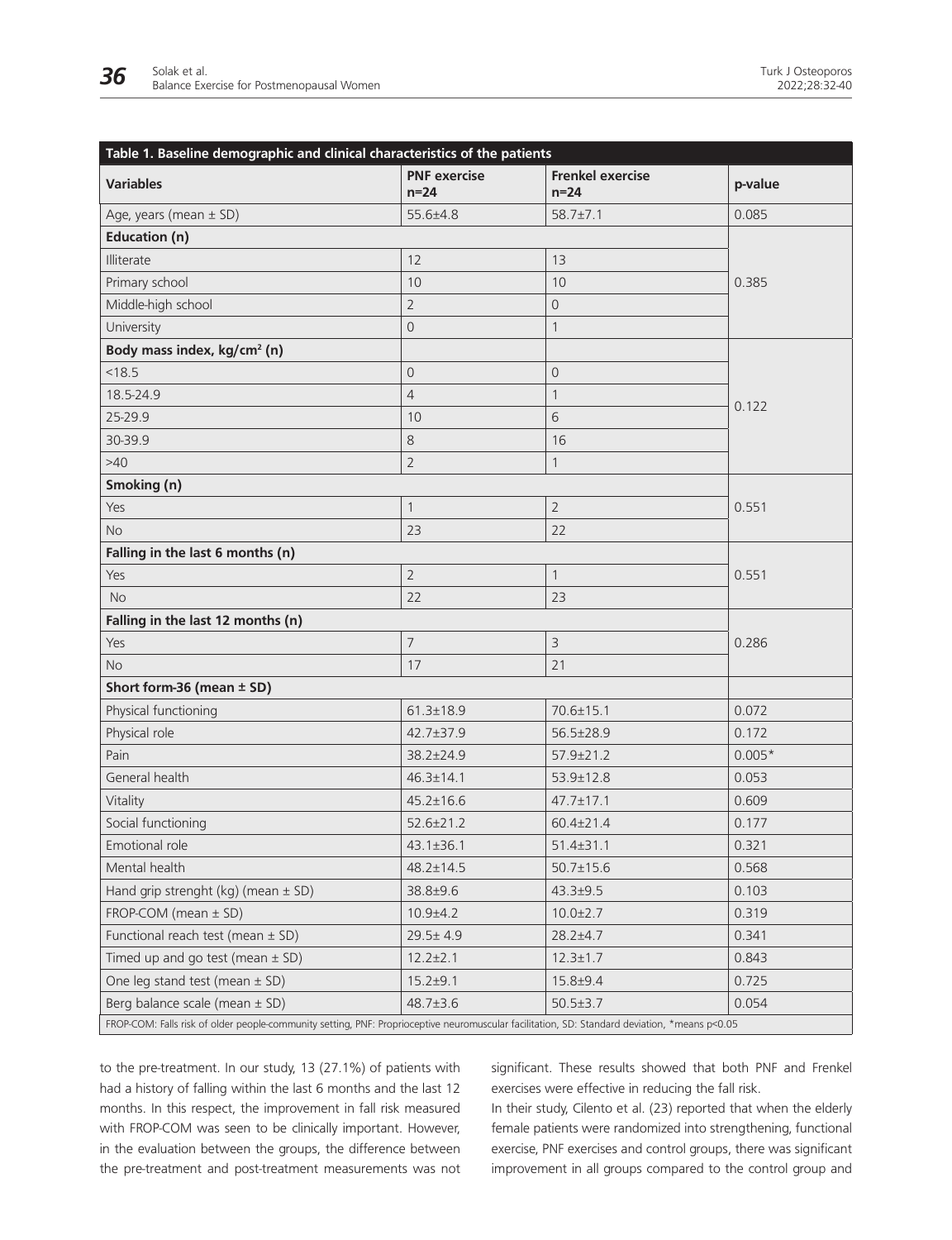**Table 1. Baseline demographic and clinical characteristics of the patients**

| Variables | PNF exercise n=24 | Frenkel exercise n=24 | p-value |
|---|---|---|---|
| Age, years (mean ± SD) | 55.6±4.8 | 58.7±7.1 | 0.085 |
| **Education (n)** | | | 0.385 |
| Illiterate | 12 | 13 | |
| Primary school | 10 | 10 | |
| Middle-high school | 2 | 0 | |
| University | 0 | 1 | |
| **Body mass index, kg/cm² (n)** | | | 0.122 |
| <18.5 | 0 | 0 | |
| 18.5-24.9 | 4 | 1 | |
| 25-29.9 | 10 | 6 | |
| 30-39.9 | 8 | 16 | |
| >40 | 2 | 1 | |
| **Smoking (n)** | | | 0.551 |
| Yes | 1 | 2 | |
| No | 23 | 22 | |
| **Falling in the last 6 months (n)** | | | 0.551 |
| Yes | 2 | 1 | |
| No | 22 | 23 | |
| **Falling in the last 12 months (n)** | | | 0.286 |
| Yes | 7 | 3 | |
| No | 17 | 21 | |
| **Short form-36 (mean ± SD)** | | | |
| Physical functioning | 61.3±18.9 | 70.6±15.1 | 0.072 |
| Physical role | 42.7±37.9 | 56.5±28.9 | 0.172 |
| Pain | 38.2±24.9 | 57.9±21.2 | 0.005* |
| General health | 46.3±14.1 | 53.9±12.8 | 0.053 |
| Vitality | 45.2±16.6 | 47.7±17.1 | 0.609 |
| Social functioning | 52.6±21.2 | 60.4±21.4 | 0.177 |
| Emotional role | 43.1±36.1 | 51.4±31.1 | 0.321 |
| Mental health | 48.2±14.5 | 50.7±15.6 | 0.568 |
| Hand grip strenght (kg) (mean ± SD) | 38.8±9.6 | 43.3±9.5 | 0.103 |
| FROP-COM (mean ± SD) | 10.9±4.2 | 10.0±2.7 | 0.319 |
| Functional reach test (mean ± SD) | 29.5± 4.9 | 28.2±4.7 | 0.341 |
| Timed up and go test (mean ± SD) | 12.2±2.1 | 12.3±1.7 | 0.843 |
| One leg stand test (mean ± SD) | 15.2±9.1 | 15.8±9.4 | 0.725 |
| Berg balance scale (mean ± SD) | 48.7±3.6 | 50.5±3.7 | 0.054 |

FROP-COM: Falls risk of older people-community setting, PNF: Proprioceptive neuromuscular facilitation, SD: Standard deviation, *means p<0.05

to the pre-treatment. In our study, 13 (27.1%) of patients with had a history of falling within the last 6 months and the last 12 months. In this respect, the improvement in fall risk measured with FROP-COM was seen to be clinically important. However, in the evaluation between the groups, the difference between the pre-treatment and post-treatment measurements was not significant. These results showed that both PNF and Frenkel exercises were effective in reducing the fall risk.

In their study, Cilento et al. (23) reported that when the elderly female patients were randomized into strengthening, functional exercise, PNF exercises and control groups, there was significant improvement in all groups compared to the control group and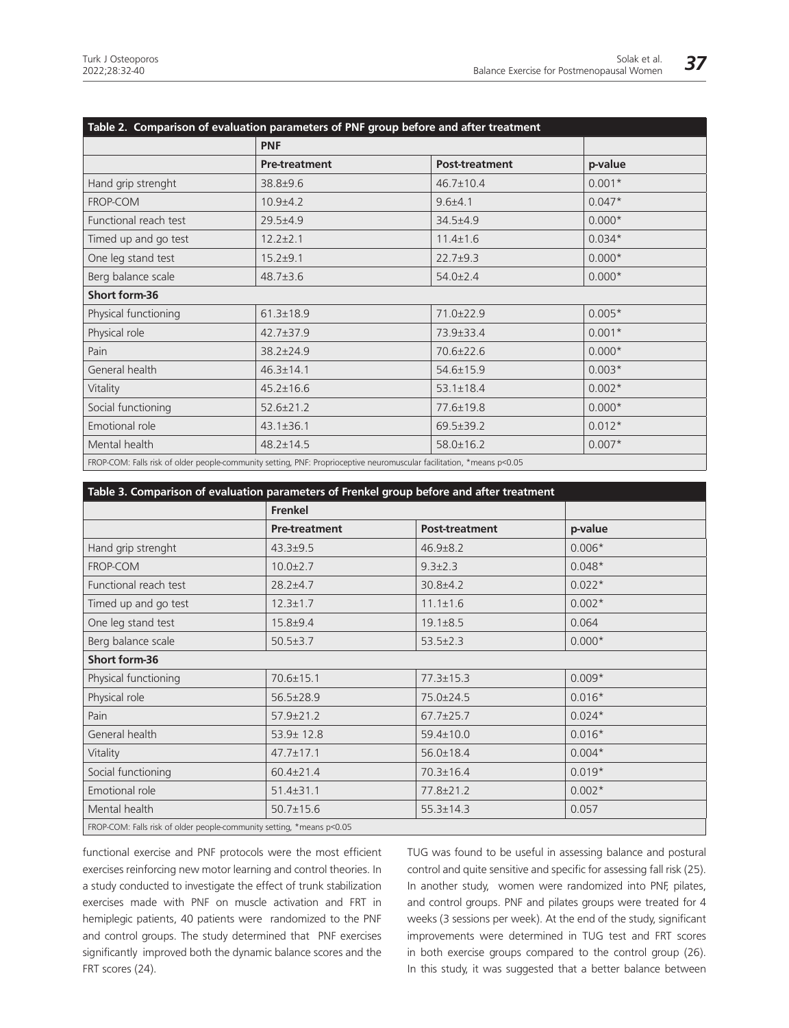**Table 2. Comparison of evaluation parameters of PNF group before and after treatment**

| | PNF | | |
|---|---|---|---|
| | **Pre-treatment** | **Post-treatment** | **p-value** |
| Hand grip strenght | 38.8±9.6 | 46.7±10.4 | 0.001* |
| FROP-COM | 10.9±4.2 | 9.6±4.1 | 0.047* |
| Functional reach test | 29.5±4.9 | 34.5±4.9 | 0.000* |
| Timed up and go test | 12.2±2.1 | 11.4±1.6 | 0.034* |
| One leg stand test | 15.2±9.1 | 22.7±9.3 | 0.000* |
| Berg balance scale | 48.7±3.6 | 54.0±2.4 | 0.000* |
| **Short form-36** | | | |
| Physical functioning | 61.3±18.9 | 71.0±22.9 | 0.005* |
| Physical role | 42.7±37.9 | 73.9±33.4 | 0.001* |
| Pain | 38.2±24.9 | 70.6±22.6 | 0.000* |
| General health | 46.3±14.1 | 54.6±15.9 | 0.003* |
| Vitality | 45.2±16.6 | 53.1±18.4 | 0.002* |
| Social functioning | 52.6±21.2 | 77.6±19.8 | 0.000* |
| Emotional role | 43.1±36.1 | 69.5±39.2 | 0.012* |
| Mental health | 48.2±14.5 | 58.0±16.2 | 0.007* |

FROP-COM: Falls risk of older people-community setting, PNF: Proprioceptive neuromuscular facilitation, *means p<0.05

**Table 3. Comparison of evaluation parameters of Frenkel group before and after treatment**

| | Frenkel | | |
|---|---|---|---|
| | **Pre-treatment** | **Post-treatment** | **p-value** |
| Hand grip strenght | 43.3±9.5 | 46.9±8.2 | 0.006* |
| FROP-COM | 10.0±2.7 | 9.3±2.3 | 0.048* |
| Functional reach test | 28.2±4.7 | 30.8±4.2 | 0.022* |
| Timed up and go test | 12.3±1.7 | 11.1±1.6 | 0.002* |
| One leg stand test | 15.8±9.4 | 19.1±8.5 | 0.064 |
| Berg balance scale | 50.5±3.7 | 53.5±2.3 | 0.000* |
| **Short form-36** | | | |
| Physical functioning | 70.6±15.1 | 77.3±15.3 | 0.009* |
| Physical role | 56.5±28.9 | 75.0±24.5 | 0.016* |
| Pain | 57.9±21.2 | 67.7±25.7 | 0.024* |
| General health | 53.9± 12.8 | 59.4±10.0 | 0.016* |
| Vitality | 47.7±17.1 | 56.0±18.4 | 0.004* |
| Social functioning | 60.4±21.4 | 70.3±16.4 | 0.019* |
| Emotional role | 51.4±31.1 | 77.8±21.2 | 0.002* |
| Mental health | 50.7±15.6 | 55.3±14.3 | 0.057 |

FROP-COM: Falls risk of older people-community setting, *means p<0.05

functional exercise and PNF protocols were the most efficient exercises reinforcing new motor learning and control theories. In a study conducted to investigate the effect of trunk stabilization exercises made with PNF on muscle activation and FRT in hemiplegic patients, 40 patients were randomized to the PNF and control groups. The study determined that PNF exercises significantly improved both the dynamic balance scores and the FRT scores (24).

TUG was found to be useful in assessing balance and postural control and quite sensitive and specific for assessing fall risk (25). In another study, women were randomized into PNF, pilates, and control groups. PNF and pilates groups were treated for 4 weeks (3 sessions per week). At the end of the study, significant improvements were determined in TUG test and FRT scores in both exercise groups compared to the control group (26). In this study, it was suggested that a better balance between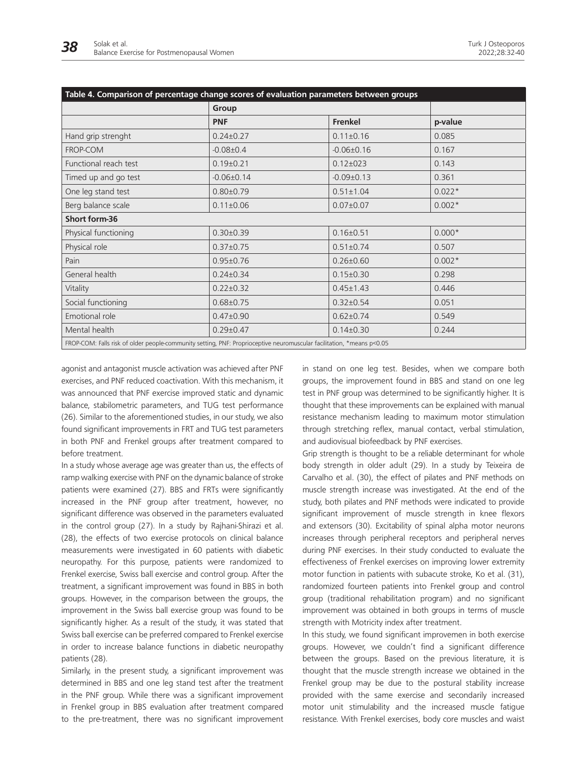**Table 4. Comparison of percentage change scores of evaluation parameters between groups**

| | Group | | |
|---|---|---|---|
| | **PNF** | **Frenkel** | **p-value** |
| Hand grip strenght | 0.24±0.27 | 0.11±0.16 | 0.085 |
| FROP-COM | -0.08±0.4 | -0.06±0.16 | 0.167 |
| Functional reach test | 0.19±0.21 | 0.12±023 | 0.143 |
| Timed up and go test | -0.06±0.14 | -0.09±0.13 | 0.361 |
| One leg stand test | 0.80±0.79 | 0.51±1.04 | 0.022* |
| Berg balance scale | 0.11±0.06 | 0.07±0.07 | 0.002* |
| **Short form-36** | | | |
| Physical functioning | 0.30±0.39 | 0.16±0.51 | 0.000* |
| Physical role | 0.37±0.75 | 0.51±0.74 | 0.507 |
| Pain | 0.95±0.76 | 0.26±0.60 | 0.002* |
| General health | 0.24±0.34 | 0.15±0.30 | 0.298 |
| Vitality | 0.22±0.32 | 0.45±1.43 | 0.446 |
| Social functioning | 0.68±0.75 | 0.32±0.54 | 0.051 |
| Emotional role | 0.47±0.90 | 0.62±0.74 | 0.549 |
| Mental health | 0.29±0.47 | 0.14±0.30 | 0.244 |

FROP-COM: Falls risk of older people-community setting, PNF: Proprioceptive neuromuscular facilitation, *means p<0.05

agonist and antagonist muscle activation was achieved after PNF exercises, and PNF reduced coactivation. With this mechanism, it was announced that PNF exercise improved static and dynamic balance, stabilometric parameters, and TUG test performance (26). Similar to the aforementioned studies, in our study, we also found significant improvements in FRT and TUG test parameters in both PNF and Frenkel groups after treatment compared to before treatment.

In a study whose average age was greater than us, the effects of ramp walking exercise with PNF on the dynamic balance of stroke patients were examined (27). BBS and FRTs were significantly increased in the PNF group after treatment, however, no significant difference was observed in the parameters evaluated in the control group (27). In a study by Rajhani-Shirazi et al. (28), the effects of two exercise protocols on clinical balance measurements were investigated in 60 patients with diabetic neuropathy. For this purpose, patients were randomized to Frenkel exercise, Swiss ball exercise and control group. After the treatment, a significant improvement was found in BBS in both groups. However, in the comparison between the groups, the improvement in the Swiss ball exercise group was found to be significantly higher. As a result of the study, it was stated that Swiss ball exercise can be preferred compared to Frenkel exercise in order to increase balance functions in diabetic neuropathy patients (28).

Similarly, in the present study, a significant improvement was determined in BBS and one leg stand test after the treatment in the PNF group. While there was a significant improvement in Frenkel group in BBS evaluation after treatment compared to the pre-treatment, there was no significant improvement in stand on one leg test. Besides, when we compare both groups, the improvement found in BBS and stand on one leg test in PNF group was determined to be significantly higher. It is thought that these improvements can be explained with manual resistance mechanism leading to maximum motor stimulation through stretching reflex, manual contact, verbal stimulation, and audiovisual biofeedback by PNF exercises.

Grip strength is thought to be a reliable determinant for whole body strength in older adult (29). In a study by Teixeira de Carvalho et al. (30), the effect of pilates and PNF methods on muscle strength increase was investigated. At the end of the study, both pilates and PNF methods were indicated to provide significant improvement of muscle strength in knee flexors and extensors (30). Excitability of spinal alpha motor neurons increases through peripheral receptors and peripheral nerves during PNF exercises. In their study conducted to evaluate the effectiveness of Frenkel exercises on improving lower extremity motor function in patients with subacute stroke, Ko et al. (31), randomized fourteen patients into Frenkel group and control group (traditional rehabilitation program) and no significant improvement was obtained in both groups in terms of muscle strength with Motricity index after treatment.

In this study, we found significant improvemen in both exercise groups. However, we couldn't find a significant difference between the groups. Based on the previous literature, it is thought that the muscle strength increase we obtained in the Frenkel group may be due to the postural stability increase provided with the same exercise and secondarily increased motor unit stimulability and the increased muscle fatigue resistance. With Frenkel exercises, body core muscles and waist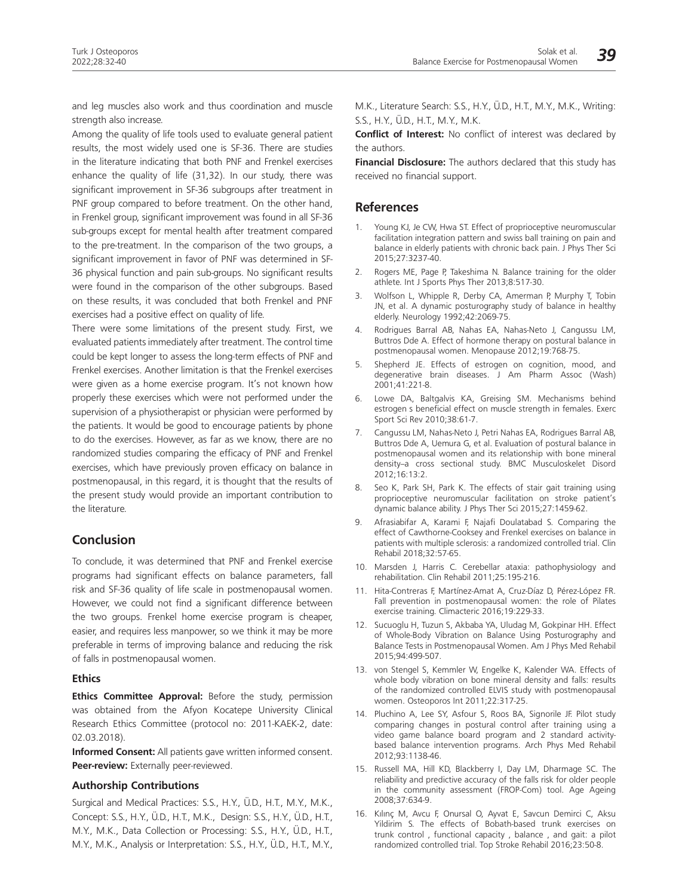and leg muscles also work and thus coordination and muscle strength also increase.

Among the quality of life tools used to evaluate general patient results, the most widely used one is SF-36. There are studies in the literature indicating that both PNF and Frenkel exercises enhance the quality of life (31,32). In our study, there was significant improvement in SF-36 subgroups after treatment in PNF group compared to before treatment. On the other hand, in Frenkel group, significant improvement was found in all SF-36 sub-groups except for mental health after treatment compared to the pre-treatment. In the comparison of the two groups, a significant improvement in favor of PNF was determined in SF-36 physical function and pain sub-groups. No significant results were found in the comparison of the other subgroups. Based on these results, it was concluded that both Frenkel and PNF exercises had a positive effect on quality of life.

There were some limitations of the present study. First, we evaluated patients immediately after treatment. The control time could be kept longer to assess the long-term effects of PNF and Frenkel exercises. Another limitation is that the Frenkel exercises were given as a home exercise program. It's not known how properly these exercises which were not performed under the supervision of a physiotherapist or physician were performed by the patients. It would be good to encourage patients by phone to do the exercises. However, as far as we know, there are no randomized studies comparing the efficacy of PNF and Frenkel exercises, which have previously proven efficacy on balance in postmenopausal, in this regard, it is thought that the results of the present study would provide an important contribution to the literature.

## Conclusion

To conclude, it was determined that PNF and Frenkel exercise programs had significant effects on balance parameters, fall risk and SF-36 quality of life scale in postmenopausal women. However, we could not find a significant difference between the two groups. Frenkel home exercise program is cheaper, easier, and requires less manpower, so we think it may be more preferable in terms of improving balance and reducing the risk of falls in postmenopausal women.

### Ethics

**Ethics Committee Approval:** Before the study, permission was obtained from the Afyon Kocatepe University Clinical Research Ethics Committee (protocol no: 2011-KAEK-2, date: 02.03.2018).

**Informed Consent:** All patients gave written informed consent.

**Peer-review:** Externally peer-reviewed.

### Authorship Contributions

Surgical and Medical Practices: S.S., H.Y., Ü.D., H.T., M.Y., M.K., Concept: S.S., H.Y., Ü.D., H.T., M.K., Design: S.S., H.Y., Ü.D., H.T., M.Y., M.K., Data Collection or Processing: S.S., H.Y., Ü.D., H.T., M.Y., M.K., Analysis or Interpretation: S.S., H.Y., Ü.D., H.T., M.Y., M.K., Literature Search: S.S., H.Y., Ü.D., H.T., M.Y., M.K., Writing: S.S., H.Y., Ü.D., H.T., M.Y., M.K.

**Conflict of Interest:** No conflict of interest was declared by the authors.

**Financial Disclosure:** The authors declared that this study has received no financial support.

## References

1. Young KJ, Je CW, Hwa ST. Effect of proprioceptive neuromuscular facilitation integration pattern and swiss ball training on pain and balance in elderly patients with chronic back pain. J Phys Ther Sci 2015;27:3237-40.
2. Rogers ME, Page P, Takeshima N. Balance training for the older athlete. Int J Sports Phys Ther 2013;8:517-30.
3. Wolfson L, Whipple R, Derby CA, Amerman P, Murphy T, Tobin JN, et al. A dynamic posturography study of balance in healthy elderly. Neurology 1992;42:2069-75.
4. Rodrigues Barral AB, Nahas EA, Nahas-Neto J, Cangussu LM, Buttros Dde A. Effect of hormone therapy on postural balance in postmenopausal women. Menopause 2012;19:768-75.
5. Shepherd JE. Effects of estrogen on cognition, mood, and degenerative brain diseases. J Am Pharm Assoc (Wash) 2001;41:221-8.
6. Lowe DA, Baltgalvis KA, Greising SM. Mechanisms behind estrogen s beneficial effect on muscle strength in females. Exerc Sport Sci Rev 2010;38:61-7.
7. Cangussu LM, Nahas-Neto J, Petri Nahas EA, Rodrigues Barral AB, Buttros Dde A, Uemura G, et al. Evaluation of postural balance in postmenopausal women and its relationship with bone mineral density–a cross sectional study. BMC Musculoskelet Disord 2012;16:13:2.
8. Seo K, Park SH, Park K. The effects of stair gait training using proprioceptive neuromuscular facilitation on stroke patient's dynamic balance ability. J Phys Ther Sci 2015;27:1459-62.
9. Afrasiabifar A, Karami F, Najafi Doulatabad S. Comparing the effect of Cawthorne-Cooksey and Frenkel exercises on balance in patients with multiple sclerosis: a randomized controlled trial. Clin Rehabil 2018;32:57-65.
10. Marsden J, Harris C. Cerebellar ataxia: pathophysiology and rehabilitation. Clin Rehabil 2011;25:195-216.
11. Hita-Contreras F, Martínez-Amat A, Cruz-Díaz D, Pérez-López FR. Fall prevention in postmenopausal women: the role of Pilates exercise training. Climacteric 2016;19:229-33.
12. Sucuoglu H, Tuzun S, Akbaba YA, Uludag M, Gokpinar HH. Effect of Whole-Body Vibration on Balance Using Posturography and Balance Tests in Postmenopausal Women. Am J Phys Med Rehabil 2015;94:499-507.
13. von Stengel S, Kemmler W, Engelke K, Kalender WA. Effects of whole body vibration on bone mineral density and falls: results of the randomized controlled ELVIS study with postmenopausal women. Osteoporos Int 2011;22:317-25.
14. Pluchino A, Lee SY, Asfour S, Roos BA, Signorile JF. Pilot study comparing changes in postural control after training using a video game balance board program and 2 standard activity-based balance intervention programs. Arch Phys Med Rehabil 2012;93:1138-46.
15. Russell MA, Hill KD, Blackberry I, Day LM, Dharmage SC. The reliability and predictive accuracy of the falls risk for older people in the community assessment (FROP-Com) tool. Age Ageing 2008;37:634-9.
16. Kılınç M, Avcu F, Onursal O, Ayvat E, Savcun Demirci C, Aksu Yildirim S. The effects of Bobath-based trunk exercises on trunk control , functional capacity , balance , and gait: a pilot randomized controlled trial. Top Stroke Rehabil 2016;23:50-8.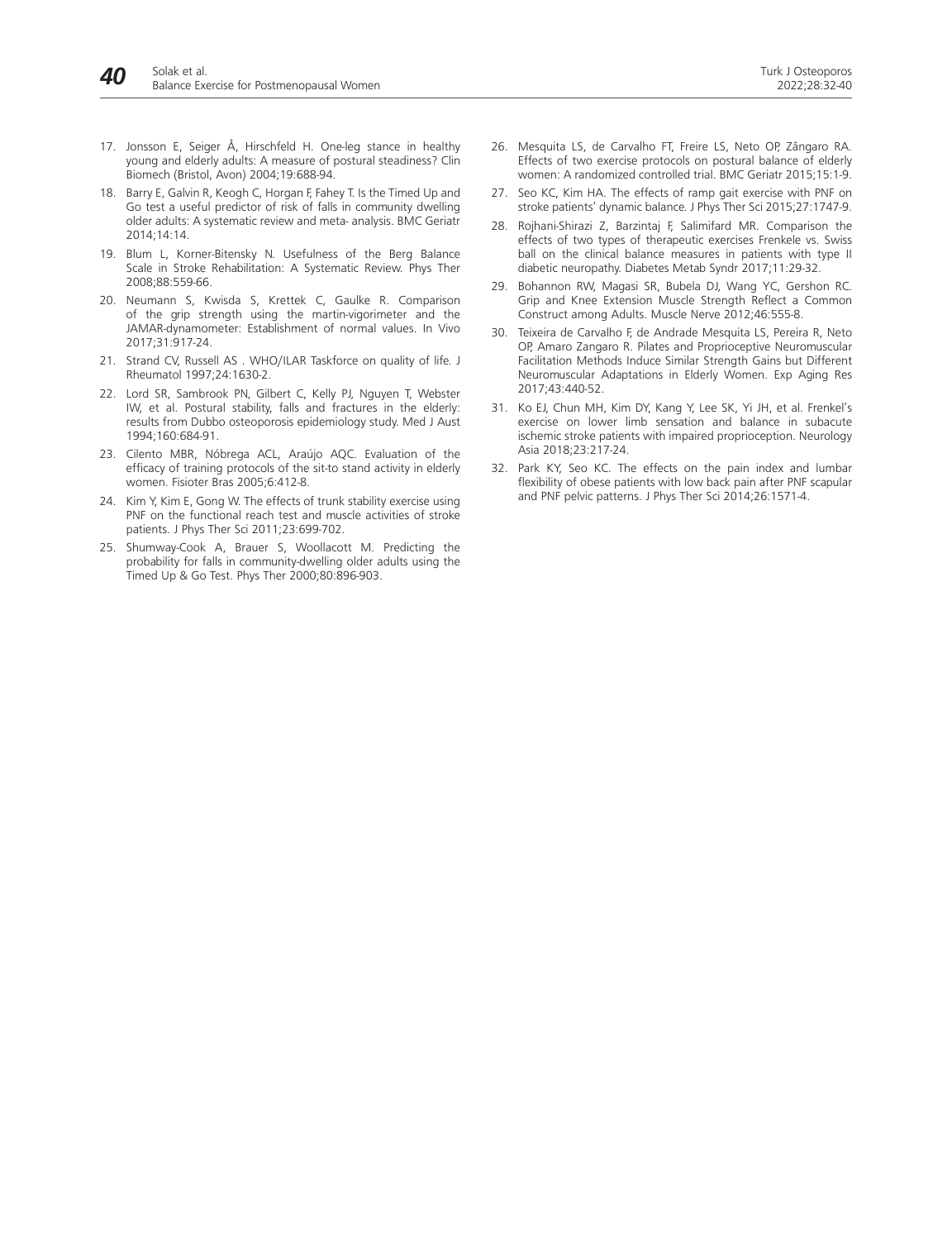17. Jonsson E, Seiger Å, Hirschfeld H. One-leg stance in healthy young and elderly adults: A measure of postural steadiness? Clin Biomech (Bristol, Avon) 2004;19:688-94.
18. Barry E, Galvin R, Keogh C, Horgan F, Fahey T. Is the Timed Up and Go test a useful predictor of risk of falls in community dwelling older adults: A systematic review and meta- analysis. BMC Geriatr 2014;14:14.
19. Blum L, Korner-Bitensky N. Usefulness of the Berg Balance Scale in Stroke Rehabilitation: A Systematic Review. Phys Ther 2008;88:559-66.
20. Neumann S, Kwisda S, Krettek C, Gaulke R. Comparison of the grip strength using the martin-vigorimeter and the JAMAR-dynamometer: Establishment of normal values. In Vivo 2017;31:917-24.
21. Strand CV, Russell AS . WHO/ILAR Taskforce on quality of life. J Rheumatol 1997;24:1630-2.
22. Lord SR, Sambrook PN, Gilbert C, Kelly PJ, Nguyen T, Webster IW, et al. Postural stability, falls and fractures in the elderly: results from Dubbo osteoporosis epidemiology study. Med J Aust 1994;160:684-91.
23. Cilento MBR, Nóbrega ACL, Araújo AQC. Evaluation of the efficacy of training protocols of the sit-to stand activity in elderly women. Fisioter Bras 2005;6:412-8.
24. Kim Y, Kim E, Gong W. The effects of trunk stability exercise using PNF on the functional reach test and muscle activities of stroke patients. J Phys Ther Sci 2011;23:699-702.
25. Shumway-Cook A, Brauer S, Woollacott M. Predicting the probability for falls in community-dwelling older adults using the Timed Up & Go Test. Phys Ther 2000;80:896-903.
26. Mesquita LS, de Carvalho FT, Freire LS, Neto OP, Zângaro RA. Effects of two exercise protocols on postural balance of elderly women: A randomized controlled trial. BMC Geriatr 2015;15:1-9.
27. Seo KC, Kim HA. The effects of ramp gait exercise with PNF on stroke patients' dynamic balance. J Phys Ther Sci 2015;27:1747-9.
28. Rojhani-Shirazi Z, Barzintaj F, Salimifard MR. Comparison the effects of two types of therapeutic exercises Frenkele vs. Swiss ball on the clinical balance measures in patients with type II diabetic neuropathy. Diabetes Metab Syndr 2017;11:29-32.
29. Bohannon RW, Magasi SR, Bubela DJ, Wang YC, Gershon RC. Grip and Knee Extension Muscle Strength Reflect a Common Construct among Adults. Muscle Nerve 2012;46:555-8.
30. Teixeira de Carvalho F, de Andrade Mesquita LS, Pereira R, Neto OP, Amaro Zangaro R. Pilates and Proprioceptive Neuromuscular Facilitation Methods Induce Similar Strength Gains but Different Neuromuscular Adaptations in Elderly Women. Exp Aging Res 2017;43:440-52.
31. Ko EJ, Chun MH, Kim DY, Kang Y, Lee SK, Yi JH, et al. Frenkel's exercise on lower limb sensation and balance in subacute ischemic stroke patients with impaired proprioception. Neurology Asia 2018;23:217-24.
32. Park KY, Seo KC. The effects on the pain index and lumbar flexibility of obese patients with low back pain after PNF scapular and PNF pelvic patterns. J Phys Ther Sci 2014;26:1571-4.